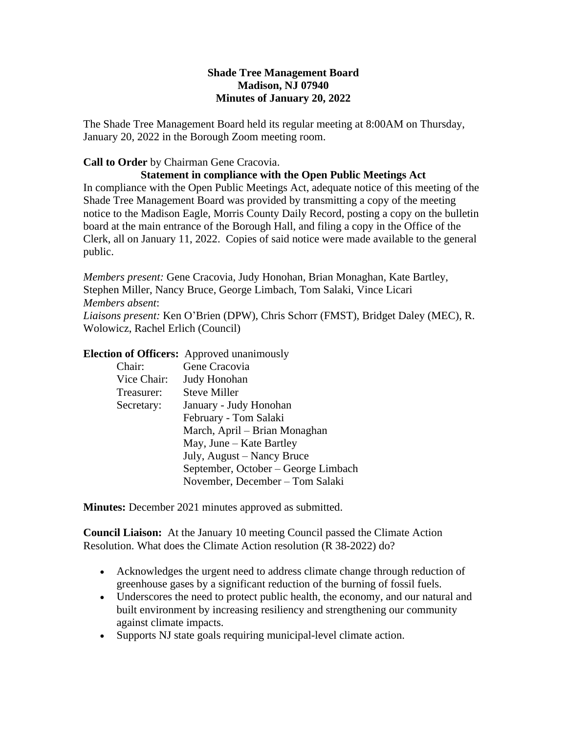**Shade Tree Management Board**
**Madison, NJ 07940**
**Minutes of January 20, 2022**

The Shade Tree Management Board held its regular meeting at 8:00AM on Thursday, January 20, 2022 in the Borough Zoom meeting room.

**Call to Order** by Chairman Gene Cracovia.

**Statement in compliance with the Open Public Meetings Act**

In compliance with the Open Public Meetings Act, adequate notice of this meeting of the Shade Tree Management Board was provided by transmitting a copy of the meeting notice to the Madison Eagle, Morris County Daily Record, posting a copy on the bulletin board at the main entrance of the Borough Hall, and filing a copy in the Office of the Clerk, all on January 11, 2022. Copies of said notice were made available to the general public.

*Members present:* Gene Cracovia, Judy Honohan, Brian Monaghan, Kate Bartley, Stephen Miller, Nancy Bruce, George Limbach, Tom Salaki, Vince Licari
*Members absent*:
*Liaisons present:* Ken O'Brien (DPW), Chris Schorr (FMST), Bridget Daley (MEC), R. Wolowicz, Rachel Erlich (Council)

**Election of Officers:** Approved unanimously

| | |
|---|---|
| Chair: | Gene Cracovia |
| Vice Chair: | Judy Honohan |
| Treasurer: | Steve Miller |
| Secretary: | January - Judy Honohan |
| | February - Tom Salaki |
| | March, April – Brian Monaghan |
| | May, June – Kate Bartley |
| | July, August – Nancy Bruce |
| | September, October – George Limbach |
| | November, December – Tom Salaki |

**Minutes:** December 2021 minutes approved as submitted.

**Council Liaison:** At the January 10 meeting Council passed the Climate Action Resolution. What does the Climate Action resolution (R 38-2022) do?

- Acknowledges the urgent need to address climate change through reduction of greenhouse gases by a significant reduction of the burning of fossil fuels.
- Underscores the need to protect public health, the economy, and our natural and built environment by increasing resiliency and strengthening our community against climate impacts.
- Supports NJ state goals requiring municipal-level climate action.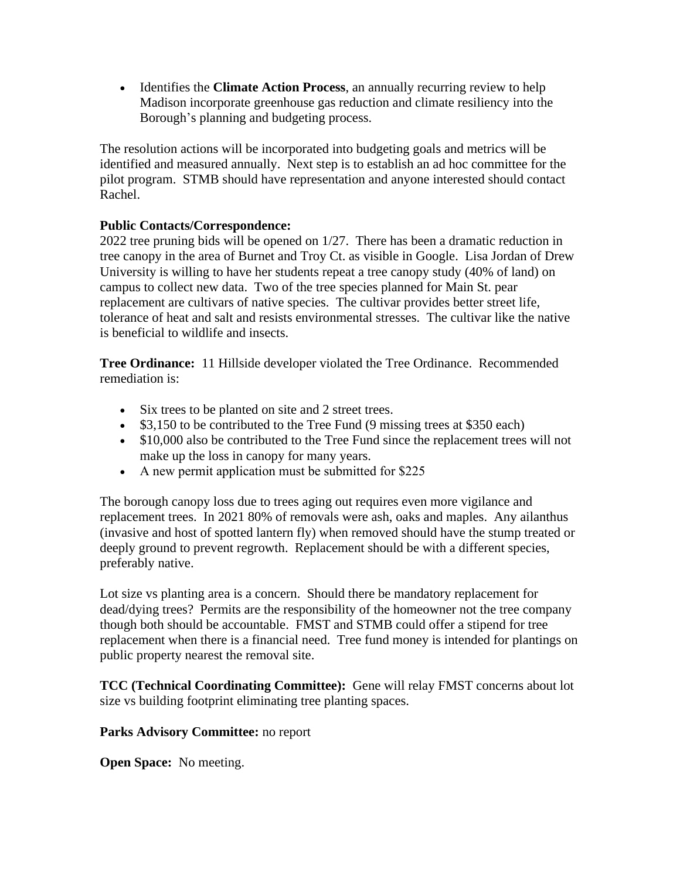- Identifies the **Climate Action Process**, an annually recurring review to help Madison incorporate greenhouse gas reduction and climate resiliency into the Borough's planning and budgeting process.

The resolution actions will be incorporated into budgeting goals and metrics will be identified and measured annually. Next step is to establish an ad hoc committee for the pilot program. STMB should have representation and anyone interested should contact Rachel.

**Public Contacts/Correspondence:**
2022 tree pruning bids will be opened on 1/27. There has been a dramatic reduction in tree canopy in the area of Burnet and Troy Ct. as visible in Google. Lisa Jordan of Drew University is willing to have her students repeat a tree canopy study (40% of land) on campus to collect new data. Two of the tree species planned for Main St. pear replacement are cultivars of native species. The cultivar provides better street life, tolerance of heat and salt and resists environmental stresses. The cultivar like the native is beneficial to wildlife and insects.

**Tree Ordinance:** 11 Hillside developer violated the Tree Ordinance. Recommended remediation is:

- Six trees to be planted on site and 2 street trees.
- $3,150 to be contributed to the Tree Fund (9 missing trees at $350 each)
- $10,000 also be contributed to the Tree Fund since the replacement trees will not make up the loss in canopy for many years.
- A new permit application must be submitted for $225

The borough canopy loss due to trees aging out requires even more vigilance and replacement trees. In 2021 80% of removals were ash, oaks and maples. Any ailanthus (invasive and host of spotted lantern fly) when removed should have the stump treated or deeply ground to prevent regrowth. Replacement should be with a different species, preferably native.

Lot size vs planting area is a concern. Should there be mandatory replacement for dead/dying trees? Permits are the responsibility of the homeowner not the tree company though both should be accountable. FMST and STMB could offer a stipend for tree replacement when there is a financial need. Tree fund money is intended for plantings on public property nearest the removal site.

**TCC (Technical Coordinating Committee):** Gene will relay FMST concerns about lot size vs building footprint eliminating tree planting spaces.

**Parks Advisory Committee:** no report

**Open Space:** No meeting.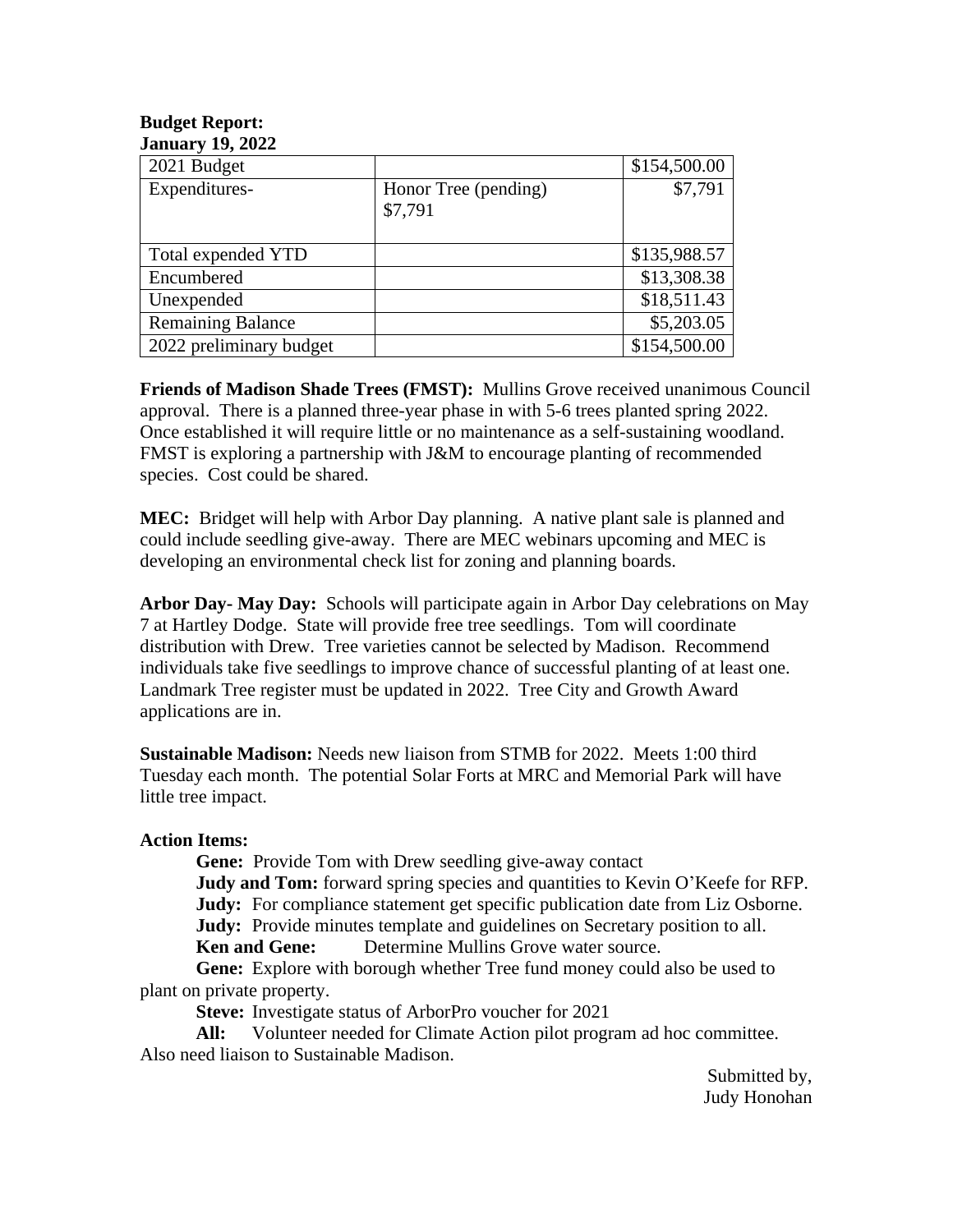**Budget Report:**
**January 19, 2022**

| | | |
|---|---|---|
| 2021 Budget | | $154,500.00 |
| Expenditures- | Honor Tree (pending) $7,791 | $7,791 |
| Total expended YTD | | $135,988.57 |
| Encumbered | | $13,308.38 |
| Unexpended | | $18,511.43 |
| Remaining Balance | | $5,203.05 |
| 2022 preliminary budget | | $154,500.00 |

**Friends of Madison Shade Trees (FMST):** Mullins Grove received unanimous Council approval. There is a planned three-year phase in with 5-6 trees planted spring 2022. Once established it will require little or no maintenance as a self-sustaining woodland. FMST is exploring a partnership with J&M to encourage planting of recommended species. Cost could be shared.

**MEC:** Bridget will help with Arbor Day planning. A native plant sale is planned and could include seedling give-away. There are MEC webinars upcoming and MEC is developing an environmental check list for zoning and planning boards.

**Arbor Day- May Day:** Schools will participate again in Arbor Day celebrations on May 7 at Hartley Dodge. State will provide free tree seedlings. Tom will coordinate distribution with Drew. Tree varieties cannot be selected by Madison. Recommend individuals take five seedlings to improve chance of successful planting of at least one. Landmark Tree register must be updated in 2022. Tree City and Growth Award applications are in.

**Sustainable Madison:** Needs new liaison from STMB for 2022. Meets 1:00 third Tuesday each month. The potential Solar Forts at MRC and Memorial Park will have little tree impact.

**Action Items:**

**Gene:** Provide Tom with Drew seedling give-away contact
**Judy and Tom:** forward spring species and quantities to Kevin O'Keefe for RFP.
**Judy:** For compliance statement get specific publication date from Liz Osborne.
**Judy:** Provide minutes template and guidelines on Secretary position to all.
**Ken and Gene:** Determine Mullins Grove water source.
**Gene:** Explore with borough whether Tree fund money could also be used to plant on private property.
**Steve:** Investigate status of ArborPro voucher for 2021
**All:** Volunteer needed for Climate Action pilot program ad hoc committee. Also need liaison to Sustainable Madison.

Submitted by,
Judy Honohan